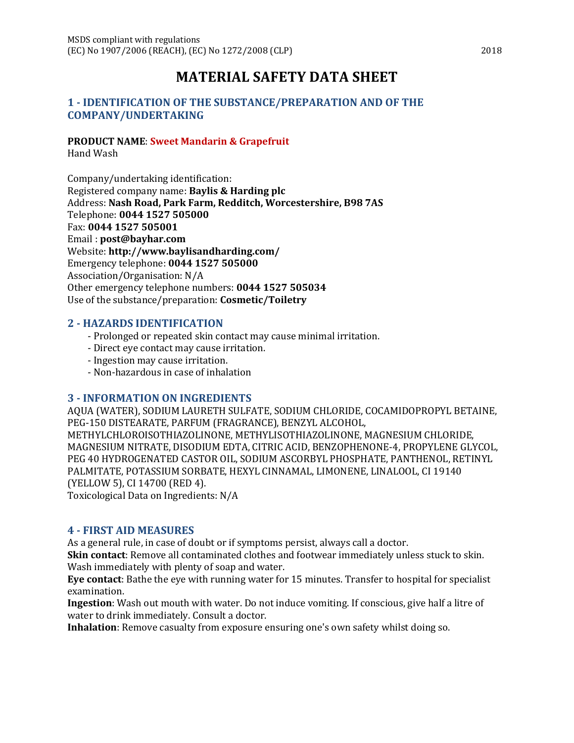MSDS compliant with regulations
(EC) No 1907/2006 (REACH), (EC) No 1272/2008 (CLP)

2018

# MATERIAL SAFETY DATA SHEET

## 1 - IDENTIFICATION OF THE SUBSTANCE/PREPARATION AND OF THE COMPANY/UNDERTAKING

**PRODUCT NAME**: **Sweet Mandarin & Grapefruit**
Hand Wash

Company/undertaking identification:
Registered company name: **Baylis & Harding plc**
Address: **Nash Road, Park Farm, Redditch, Worcestershire, B98 7AS**
Telephone: **0044 1527 505000**
Fax: **0044 1527 505001**
Email : **post@bayhar.com**
Website: **http://www.baylisandharding.com/**
Emergency telephone: **0044 1527 505000**
Association/Organisation: N/A
Other emergency telephone numbers: **0044 1527 505034**
Use of the substance/preparation: **Cosmetic/Toiletry**

## 2 - HAZARDS IDENTIFICATION

- Prolonged or repeated skin contact may cause minimal irritation.
- Direct eye contact may cause irritation.
- Ingestion may cause irritation.
- Non-hazardous in case of inhalation

## 3 - INFORMATION ON INGREDIENTS

AQUA (WATER), SODIUM LAURETH SULFATE, SODIUM CHLORIDE, COCAMIDOPROPYL BETAINE, PEG-150 DISTEARATE, PARFUM (FRAGRANCE), BENZYL ALCOHOL, METHYLCHLOROISOTHIAZOLINONE, METHYLISOTHIAZOLINONE, MAGNESIUM CHLORIDE, MAGNESIUM NITRATE, DISODIUM EDTA, CITRIC ACID, BENZOPHENONE-4, PROPYLENE GLYCOL, PEG 40 HYDROGENATED CASTOR OIL, SODIUM ASCORBYL PHOSPHATE, PANTHENOL, RETINYL PALMITATE, POTASSIUM SORBATE, HEXYL CINNAMAL, LIMONENE, LINALOOL, CI 19140 (YELLOW 5), CI 14700 (RED 4).
Toxicological Data on Ingredients: N/A

## 4 - FIRST AID MEASURES

As a general rule, in case of doubt or if symptoms persist, always call a doctor.
**Skin contact**: Remove all contaminated clothes and footwear immediately unless stuck to skin. Wash immediately with plenty of soap and water.
**Eye contact**: Bathe the eye with running water for 15 minutes. Transfer to hospital for specialist examination.
**Ingestion**: Wash out mouth with water. Do not induce vomiting. If conscious, give half a litre of water to drink immediately. Consult a doctor.
**Inhalation**: Remove casualty from exposure ensuring one's own safety whilst doing so.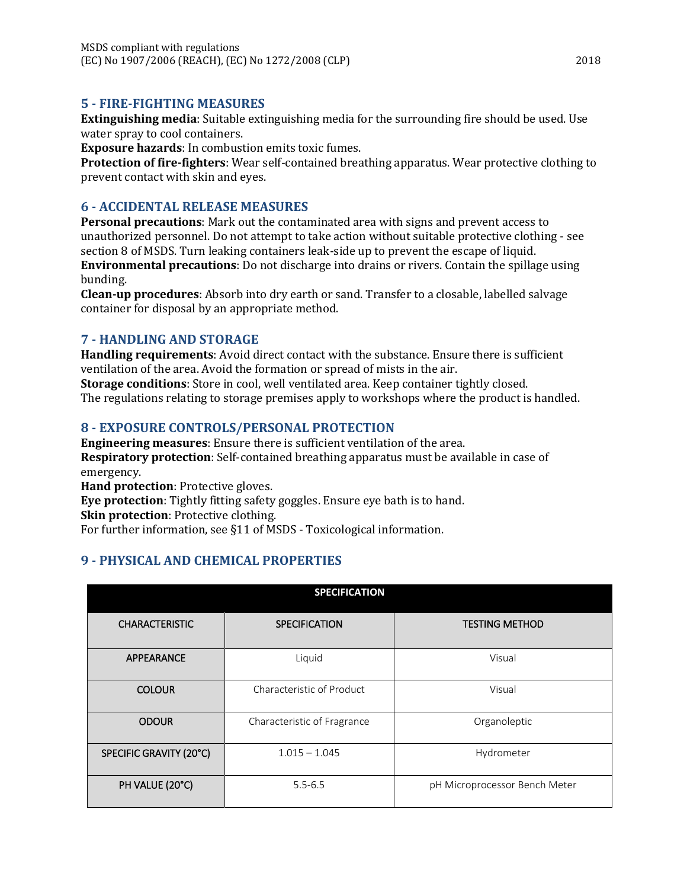## 5 - FIRE-FIGHTING MEASURES

**Extinguishing media**: Suitable extinguishing media for the surrounding fire should be used. Use water spray to cool containers.
**Exposure hazards**: In combustion emits toxic fumes.
**Protection of fire-fighters**: Wear self-contained breathing apparatus. Wear protective clothing to prevent contact with skin and eyes.

## 6 - ACCIDENTAL RELEASE MEASURES

**Personal precautions**: Mark out the contaminated area with signs and prevent access to unauthorized personnel. Do not attempt to take action without suitable protective clothing - see section 8 of MSDS. Turn leaking containers leak-side up to prevent the escape of liquid.
**Environmental precautions**: Do not discharge into drains or rivers. Contain the spillage using bunding.
**Clean-up procedures**: Absorb into dry earth or sand. Transfer to a closable, labelled salvage container for disposal by an appropriate method.

## 7 - HANDLING AND STORAGE

**Handling requirements**: Avoid direct contact with the substance. Ensure there is sufficient ventilation of the area. Avoid the formation or spread of mists in the air.
**Storage conditions**: Store in cool, well ventilated area. Keep container tightly closed.
The regulations relating to storage premises apply to workshops where the product is handled.

## 8 - EXPOSURE CONTROLS/PERSONAL PROTECTION

**Engineering measures**: Ensure there is sufficient ventilation of the area.
**Respiratory protection**: Self-contained breathing apparatus must be available in case of emergency.
**Hand protection**: Protective gloves.
**Eye protection**: Tightly fitting safety goggles. Ensure eye bath is to hand.
**Skin protection**: Protective clothing.
For further information, see §11 of MSDS - Toxicological information.

## 9 - PHYSICAL AND CHEMICAL PROPERTIES

| SPECIFICATION | | |
|---|---|---|
| CHARACTERISTIC | SPECIFICATION | TESTING METHOD |
| APPEARANCE | Liquid | Visual |
| COLOUR | Characteristic of Product | Visual |
| ODOUR | Characteristic of Fragrance | Organoleptic |
| SPECIFIC GRAVITY (20°C) | 1.015 – 1.045 | Hydrometer |
| PH VALUE (20°C) | 5.5-6.5 | pH Microprocessor Bench Meter |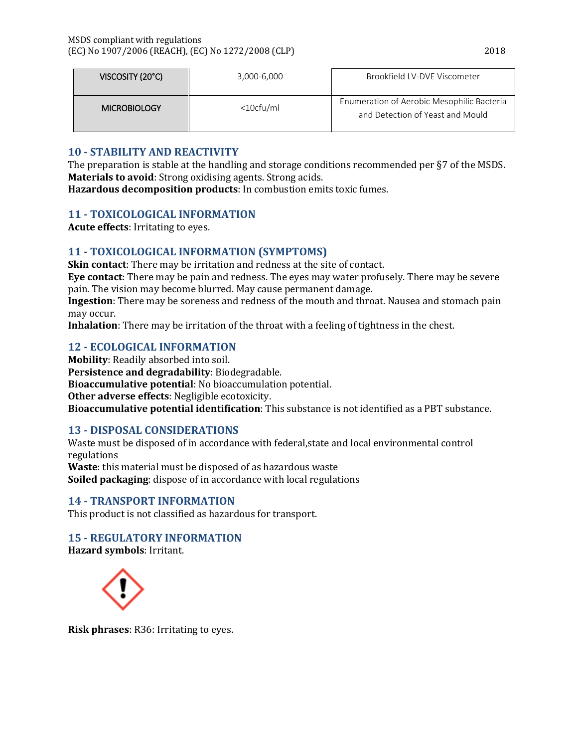| VISCOSITY (20°C) | 3,000-6,000 | Brookfield LV-DVE Viscometer |
|---|---|---|
| MICROBIOLOGY | <10cfu/ml | Enumeration of Aerobic Mesophilic Bacteria and Detection of Yeast and Mould |

## 10 - STABILITY AND REACTIVITY

The preparation is stable at the handling and storage conditions recommended per §7 of the MSDS.
**Materials to avoid**: Strong oxidising agents. Strong acids.
**Hazardous decomposition products**: In combustion emits toxic fumes.

## 11 - TOXICOLOGICAL INFORMATION

**Acute effects**: Irritating to eyes.

## 11 - TOXICOLOGICAL INFORMATION (SYMPTOMS)

**Skin contact**: There may be irritation and redness at the site of contact.
**Eye contact**: There may be pain and redness. The eyes may water profusely. There may be severe pain. The vision may become blurred. May cause permanent damage.
**Ingestion**: There may be soreness and redness of the mouth and throat. Nausea and stomach pain may occur.
**Inhalation**: There may be irritation of the throat with a feeling of tightness in the chest.

## 12 - ECOLOGICAL INFORMATION

**Mobility**: Readily absorbed into soil.
**Persistence and degradability**: Biodegradable.
**Bioaccumulative potential**: No bioaccumulation potential.
**Other adverse effects**: Negligible ecotoxicity.
**Bioaccumulative potential identification**: This substance is not identified as a PBT substance.

## 13 - DISPOSAL CONSIDERATIONS

Waste must be disposed of in accordance with federal,state and local environmental control regulations
**Waste**: this material must be disposed of as hazardous waste
**Soiled packaging**: dispose of in accordance with local regulations

## 14 - TRANSPORT INFORMATION

This product is not classified as hazardous for transport.

## 15 - REGULATORY INFORMATION

**Hazard symbols**: Irritant.

**Risk phrases**: R36: Irritating to eyes.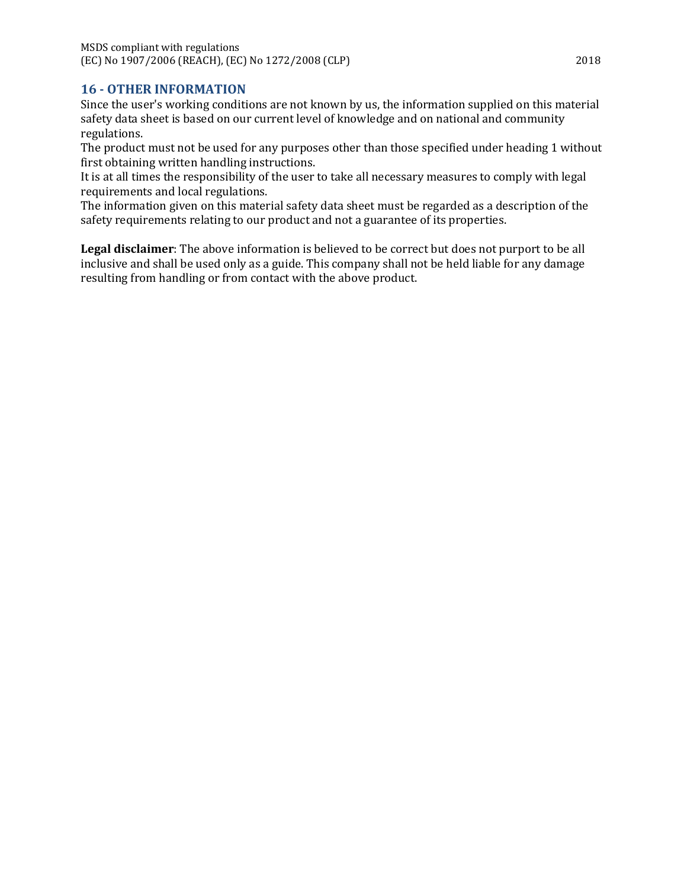## 16 - OTHER INFORMATION

Since the user's working conditions are not known by us, the information supplied on this material safety data sheet is based on our current level of knowledge and on national and community regulations.
The product must not be used for any purposes other than those specified under heading 1 without first obtaining written handling instructions.
It is at all times the responsibility of the user to take all necessary measures to comply with legal requirements and local regulations.
The information given on this material safety data sheet must be regarded as a description of the safety requirements relating to our product and not a guarantee of its properties.

**Legal disclaimer**: The above information is believed to be correct but does not purport to be all inclusive and shall be used only as a guide. This company shall not be held liable for any damage resulting from handling or from contact with the above product.